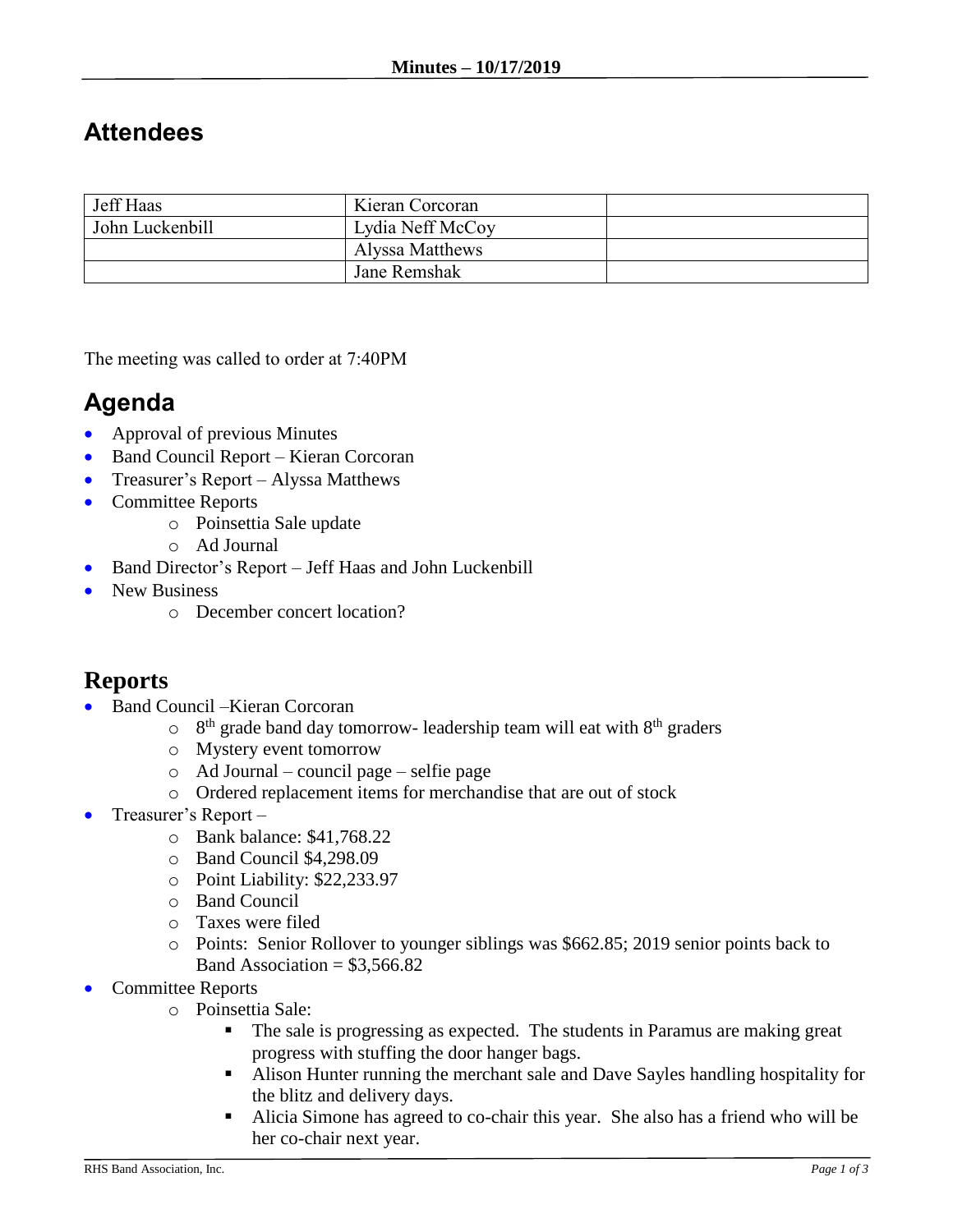**Minutes – 10/17/2019**

## Attendees

| Jeff Haas | Kieran Corcoran | |
|---|---|---|
| John Luckenbill | Lydia Neff McCoy | |
| | Alyssa Matthews | |
| | Jane Remshak | |

The meeting was called to order at 7:40PM

## Agenda

- Approval of previous Minutes
- Band Council Report – Kieran Corcoran
- Treasurer's Report – Alyssa Matthews
- Committee Reports
  - Poinsettia Sale update
  - Ad Journal
- Band Director's Report – Jeff Haas and John Luckenbill
- New Business
  - December concert location?

## Reports

- Band Council –Kieran Corcoran
  - 8th grade band day tomorrow- leadership team will eat with 8th graders
  - Mystery event tomorrow
  - Ad Journal – council page – selfie page
  - Ordered replacement items for merchandise that are out of stock
- Treasurer's Report –
  - Bank balance: $41,768.22
  - Band Council $4,298.09
  - Point Liability: $22,233.97
  - Band Council
  - Taxes were filed
  - Points: Senior Rollover to younger siblings was $662.85; 2019 senior points back to Band Association = $3,566.82
- Committee Reports
  - Poinsettia Sale:
    - The sale is progressing as expected. The students in Paramus are making great progress with stuffing the door hanger bags.
    - Alison Hunter running the merchant sale and Dave Sayles handling hospitality for the blitz and delivery days.
    - Alicia Simone has agreed to co-chair this year. She also has a friend who will be her co-chair next year.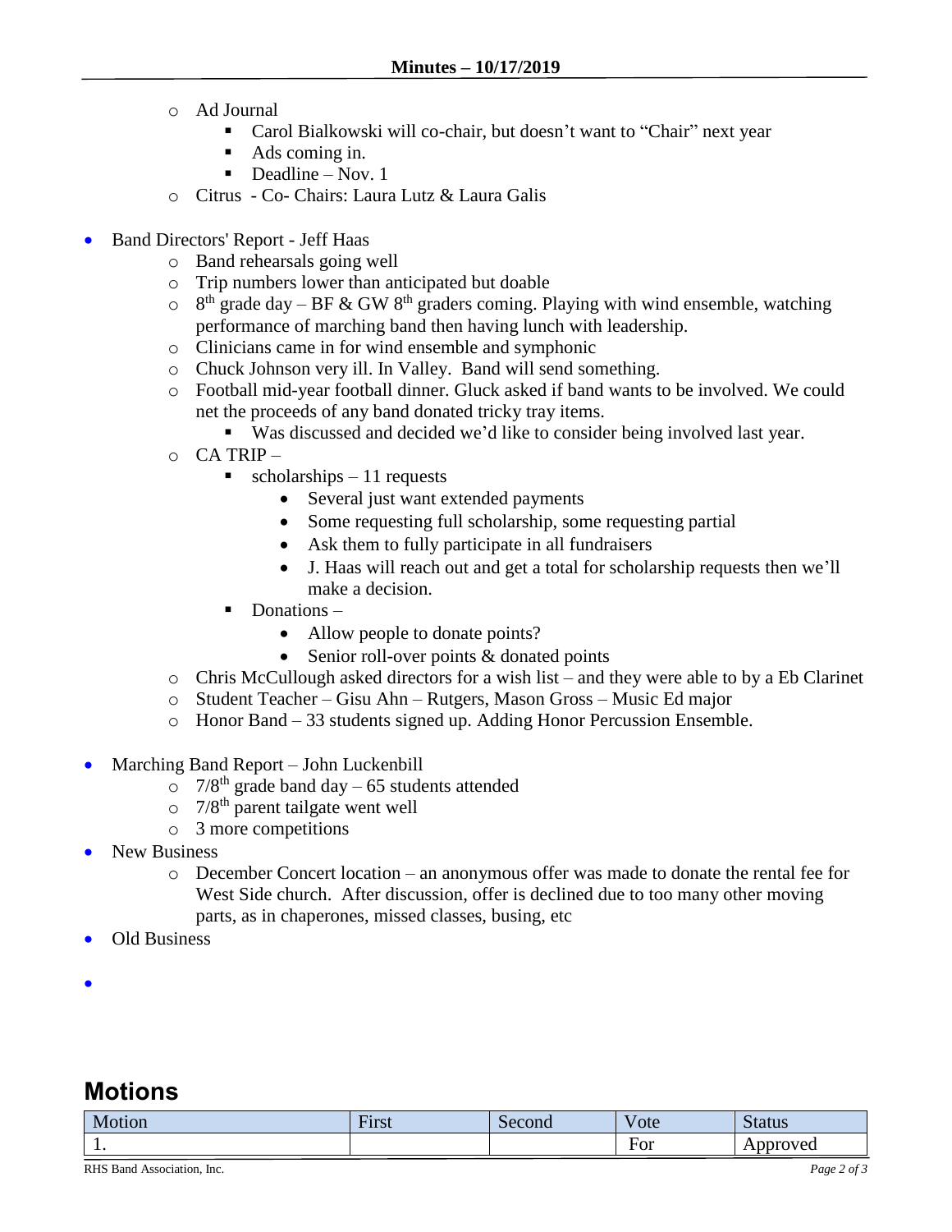- Ad Journal
  - Carol Bialkowski will co-chair, but doesn't want to "Chair" next year
  - Ads coming in.
  - Deadline – Nov. 1
- Citrus - Co- Chairs: Laura Lutz & Laura Galis

- Band Directors' Report - Jeff Haas
  - Band rehearsals going well
  - Trip numbers lower than anticipated but doable
  - 8th grade day – BF & GW 8th graders coming. Playing with wind ensemble, watching performance of marching band then having lunch with leadership.
  - Clinicians came in for wind ensemble and symphonic
  - Chuck Johnson very ill. In Valley. Band will send something.
  - Football mid-year football dinner. Gluck asked if band wants to be involved. We could net the proceeds of any band donated tricky tray items.
    - Was discussed and decided we'd like to consider being involved last year.
  - CA TRIP –
    - scholarships – 11 requests
      - Several just want extended payments
      - Some requesting full scholarship, some requesting partial
      - Ask them to fully participate in all fundraisers
      - J. Haas will reach out and get a total for scholarship requests then we'll make a decision.
    - Donations –
      - Allow people to donate points?
      - Senior roll-over points & donated points
  - Chris McCullough asked directors for a wish list – and they were able to by a Eb Clarinet
  - Student Teacher – Gisu Ahn – Rutgers, Mason Gross – Music Ed major
  - Honor Band – 33 students signed up. Adding Honor Percussion Ensemble.

- Marching Band Report – John Luckenbill
  - 7/8th grade band day – 65 students attended
  - 7/8th parent tailgate went well
  - 3 more competitions
- New Business
  - December Concert location – an anonymous offer was made to donate the rental fee for West Side church. After discussion, offer is declined due to too many other moving parts, as in chaperones, missed classes, busing, etc
- Old Business

## Motions

| Motion | First | Second | Vote | Status |
|---|---|---|---|---|
| 1. | | | For | Approved |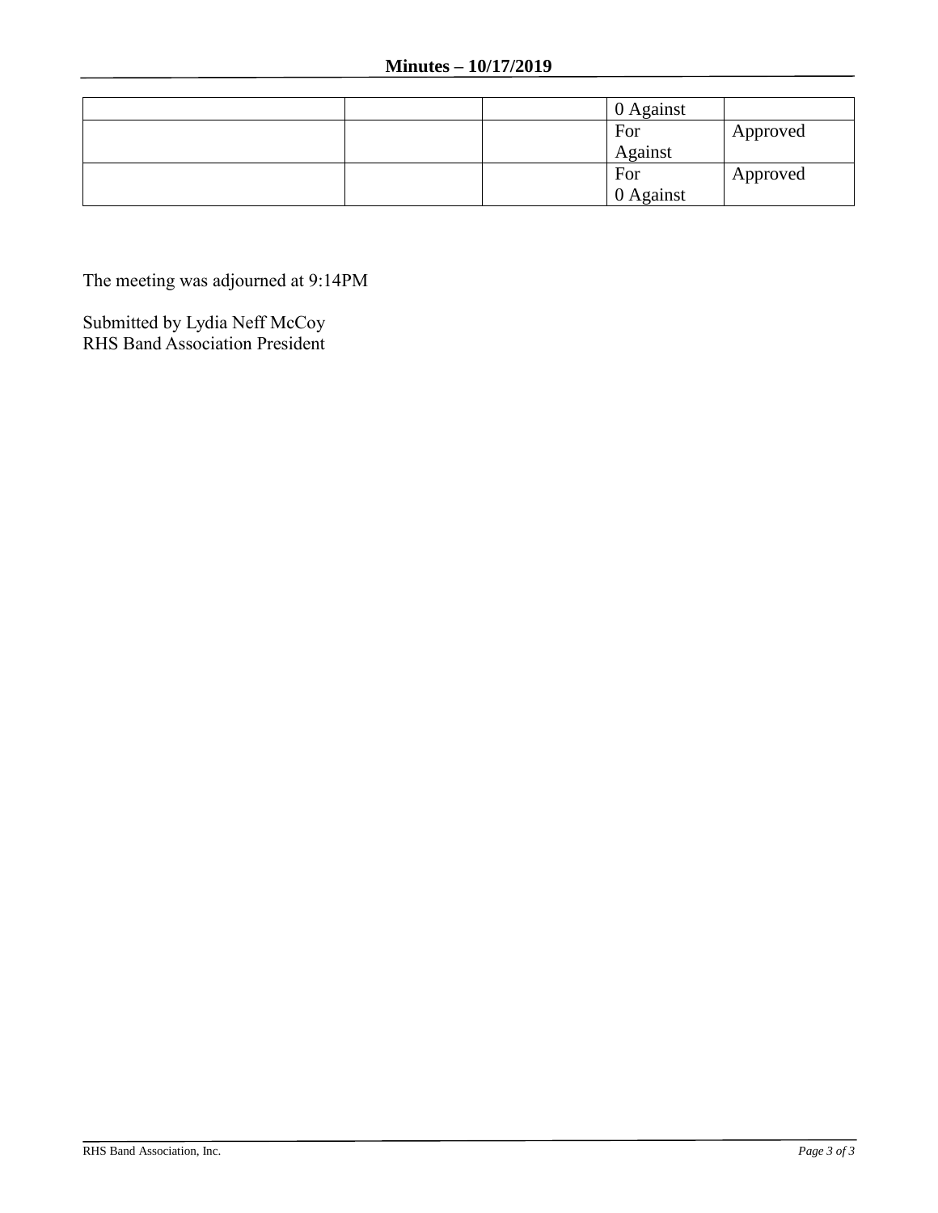| | | | | |
|---|---|---|---|---|
| | | | 0 Against | |
| | | | For<br>Against | Approved |
| | | | For<br>0 Against | Approved |

The meeting was adjourned at 9:14PM

Submitted by Lydia Neff McCoy
RHS Band Association President